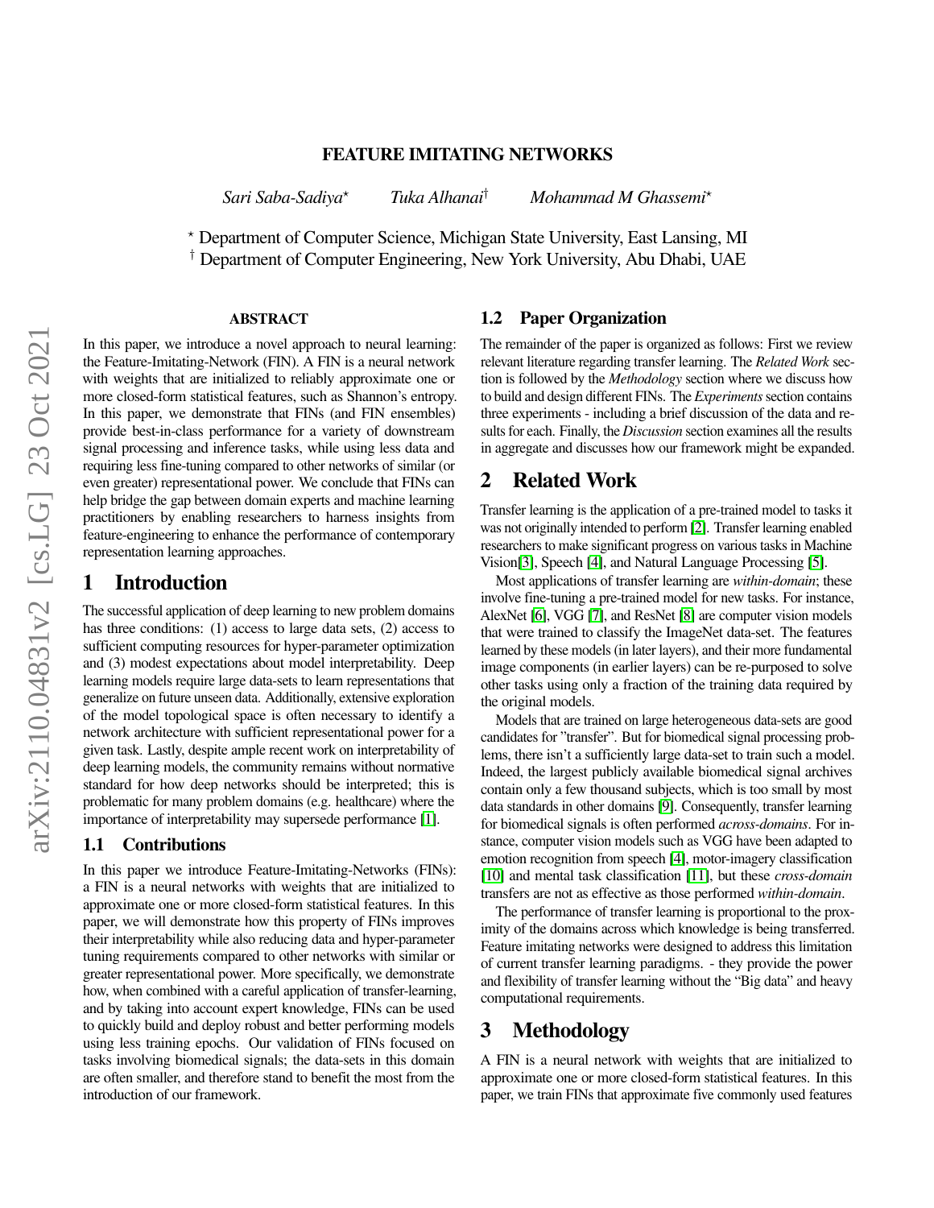# FEATURE IMITATING NETWORKS

*Sari Saba-Sadiya*[⋆] *Tuka Alhanai*[†] *Mohammad M Ghassemi*[⋆]

[⋆] Department of Computer Science, Michigan State University, East Lansing, MI
[†] Department of Computer Engineering, New York University, Abu Dhabi, UAE

### ABSTRACT

In this paper, we introduce a novel approach to neural learning: the Feature-Imitating-Network (FIN). A FIN is a neural network with weights that are initialized to reliably approximate one or more closed-form statistical features, such as Shannon's entropy. In this paper, we demonstrate that FINs (and FIN ensembles) provide best-in-class performance for a variety of downstream signal processing and inference tasks, while using less data and requiring less fine-tuning compared to other networks of similar (or even greater) representational power. We conclude that FINs can help bridge the gap between domain experts and machine learning practitioners by enabling researchers to harness insights from feature-engineering to enhance the performance of contemporary representation learning approaches.

## 1 Introduction

The successful application of deep learning to new problem domains has three conditions: (1) access to large data sets, (2) access to sufficient computing resources for hyper-parameter optimization and (3) modest expectations about model interpretability. Deep learning models require large data-sets to learn representations that generalize on future unseen data. Additionally, extensive exploration of the model topological space is often necessary to identify a network architecture with sufficient representational power for a given task. Lastly, despite ample recent work on interpretability of deep learning models, the community remains without normative standard for how deep networks should be interpreted; this is problematic for many problem domains (e.g. healthcare) where the importance of interpretability may supersede performance [1].

### 1.1 Contributions

In this paper we introduce Feature-Imitating-Networks (FINs): a FIN is a neural networks with weights that are initialized to approximate one or more closed-form statistical features. In this paper, we will demonstrate how this property of FINs improves their interpretability while also reducing data and hyper-parameter tuning requirements compared to other networks with similar or greater representational power. More specifically, we demonstrate how, when combined with a careful application of transfer-learning, and by taking into account expert knowledge, FINs can be used to quickly build and deploy robust and better performing models using less training epochs. Our validation of FINs focused on tasks involving biomedical signals; the data-sets in this domain are often smaller, and therefore stand to benefit the most from the introduction of our framework.

### 1.2 Paper Organization

The remainder of the paper is organized as follows: First we review relevant literature regarding transfer learning. The *Related Work* section is followed by the *Methodology* section where we discuss how to build and design different FINs. The *Experiments* section contains three experiments - including a brief discussion of the data and results for each. Finally, the *Discussion* section examines all the results in aggregate and discusses how our framework might be expanded.

## 2 Related Work

Transfer learning is the application of a pre-trained model to tasks it was not originally intended to perform [2]. Transfer learning enabled researchers to make significant progress on various tasks in Machine Vision[3], Speech [4], and Natural Language Processing [5].

Most applications of transfer learning are *within-domain*; these involve fine-tuning a pre-trained model for new tasks. For instance, AlexNet [6], VGG [7], and ResNet [8] are computer vision models that were trained to classify the ImageNet data-set. The features learned by these models (in later layers), and their more fundamental image components (in earlier layers) can be re-purposed to solve other tasks using only a fraction of the training data required by the original models.

Models that are trained on large heterogeneous data-sets are good candidates for "transfer". But for biomedical signal processing problems, there isn't a sufficiently large data-set to train such a model. Indeed, the largest publicly available biomedical signal archives contain only a few thousand subjects, which is too small by most data standards in other domains [9]. Consequently, transfer learning for biomedical signals is often performed *across-domains*. For instance, computer vision models such as VGG have been adapted to emotion recognition from speech [4], motor-imagery classification [10] and mental task classification [11], but these *cross-domain* transfers are not as effective as those performed *within-domain*.

The performance of transfer learning is proportional to the proximity of the domains across which knowledge is being transferred. Feature imitating networks were designed to address this limitation of current transfer learning paradigms. - they provide the power and flexibility of transfer learning without the "Big data" and heavy computational requirements.

## 3 Methodology

A FIN is a neural network with weights that are initialized to approximate one or more closed-form statistical features. In this paper, we train FINs that approximate five commonly used features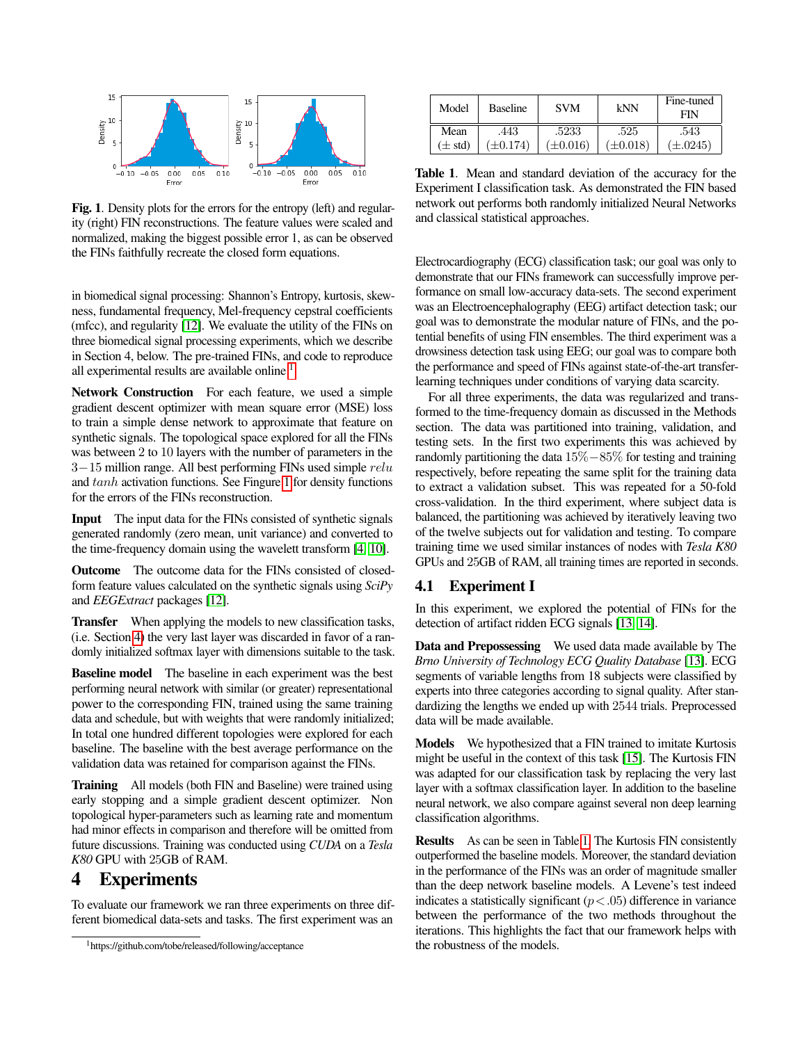15
10
5
0
Density
−0.10 −0.05 0.00 0.05 0.10
Error

15
10
5
0
Density
−0.10 −0.05 0.00 0.05 0.10
Error

**Fig. 1**. Density plots for the errors for the entropy (left) and regularity (right) FIN reconstructions. The feature values were scaled and normalized, making the biggest possible error 1, as can be observed the FINs faithfully recreate the closed form equations.

in biomedical signal processing: Shannon's Entropy, kurtosis, skewness, fundamental frequency, Mel-frequency cepstral coefficients (mfcc), and regularity [12]. We evaluate the utility of the FINs on three biomedical signal processing experiments, which we describe in Section 4, below. The pre-trained FINs, and code to reproduce all experimental results are available online [1].

**Network Construction** For each feature, we used a simple gradient descent optimizer with mean square error (MSE) loss to train a simple dense network to approximate that feature on synthetic signals. The topological space explored for all the FINs was between 2 to 10 layers with the number of parameters in the $3-15$ million range. All best performing FINs used simple $relu$ and $tanh$ activation functions. See Fingure 1 for density functions for the errors of the FINs reconstruction.

**Input** The input data for the FINs consisted of synthetic signals generated randomly (zero mean, unit variance) and converted to the time-frequency domain using the wavelett transform [4, 10].

**Outcome** The outcome data for the FINs consisted of closed-form feature values calculated on the synthetic signals using *SciPy* and *EEGExtract* packages [12].

**Transfer** When applying the models to new classification tasks, (i.e. Section 4) the very last layer was discarded in favor of a randomly initialized softmax layer with dimensions suitable to the task.

**Baseline model** The baseline in each experiment was the best performing neural network with similar (or greater) representational power to the corresponding FIN, trained using the same training data and schedule, but with weights that were randomly initialized; In total one hundred different topologies were explored for each baseline. The baseline with the best average performance on the validation data was retained for comparison against the FINs.

**Training** All models (both FIN and Baseline) were trained using early stopping and a simple gradient descent optimizer. Non topological hyper-parameters such as learning rate and momentum had minor effects in comparison and therefore will be omitted from future discussions. Training was conducted using *CUDA* on a *Tesla K80* GPU with 25GB of RAM.

# 4 Experiments

To evaluate our framework we ran three experiments on three different biomedical data-sets and tasks. The first experiment was an Electrocardiography (ECG) classification task; our goal was only to demonstrate that our FINs framework can successfully improve performance on small low-accuracy data-sets. The second experiment was an Electroencephalography (EEG) artifact detection task; our goal was to demonstrate the modular nature of FINs, and the potential benefits of using FIN ensembles. The third experiment was a drowsiness detection task using EEG; our goal was to compare both the performance and speed of FINs against state-of-the-art transfer-learning techniques under conditions of varying data scarcity.

For all three experiments, the data was regularized and transformed to the time-frequency domain as discussed in the Methods section. The data was partitioned into training, validation, and testing sets. In the first two experiments this was achieved by randomly partitioning the data $15\%-85\%$ for testing and training respectively, before repeating the same split for the training data to extract a validation subset. This was repeated for a 50-fold cross-validation. In the third experiment, where subject data is balanced, the partitioning was achieved by iteratively leaving two of the twelve subjects out for validation and testing. To compare training time we used similar instances of nodes with *Tesla K80* GPUs and 25GB of RAM, all training times are reported in seconds.

| Model | Baseline | SVM | kNN | Fine-tuned FIN |
|---|---|---|---|---|
| Mean ($\pm$ std) | .443 ($\pm$0.174) | .5233 ($\pm$0.016) | .525 ($\pm$0.018) | .543 ($\pm$.0245) |

**Table 1**. Mean and standard deviation of the accuracy for the Experiment I classification task. As demonstrated the FIN based network out performs both randomly initialized Neural Networks and classical statistical approaches.

## 4.1 Experiment I

In this experiment, we explored the potential of FINs for the detection of artifact ridden ECG signals [13, 14].

**Data and Prepossessing** We used data made available by The *Brno University of Technology ECG Quality Database* [13]. ECG segments of variable lengths from 18 subjects were classified by experts into three categories according to signal quality. After standardizing the lengths we ended up with 2544 trials. Preprocessed data will be made available.

**Models** We hypothesized that a FIN trained to imitate Kurtosis might be useful in the context of this task [15]. The Kurtosis FIN was adapted for our classification task by replacing the very last layer with a softmax classification layer. In addition to the baseline neural network, we also compare against several non deep learning classification algorithms.

**Results** As can be seen in Table 1. The Kurtosis FIN consistently outperformed the baseline models. Moreover, the standard deviation in the performance of the FINs was an order of magnitude smaller than the deep network baseline models. A Levene's test indeed indicates a statistically significant ($p < .05$) difference in variance between the performance of the two methods throughout the iterations. This highlights the fact that our framework helps with the robustness of the models.

[1] https://github.com/tobe/released/following/acceptance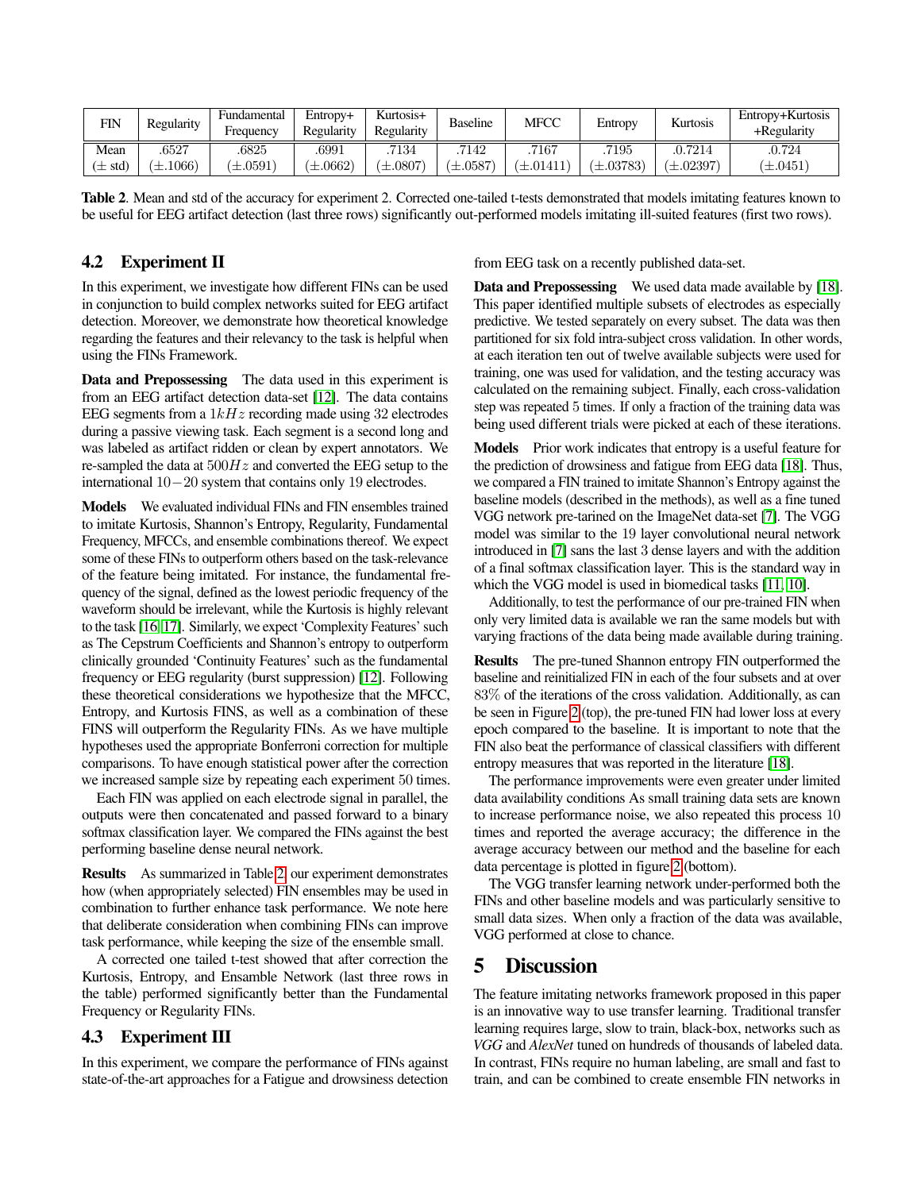| FIN | Regularity | Fundamental Frequency | Entropy+ Regularity | Kurtosis+ Regularity | Baseline | MFCC | Entropy | Kurtosis | Entropy+Kurtosis +Regularity |
|---|---|---|---|---|---|---|---|---|---|
| Mean ($\pm$ std) | .6527 ($\pm$.1066) | .6825 ($\pm$.0591) | .6991 ($\pm$.0662) | .7134 ($\pm$.0807) | .7142 ($\pm$.0587) | .7167 ($\pm$.01411) | .7195 ($\pm$.03783) | .0.7214 ($\pm$.02397) | .0.724 ($\pm$.0451) |

**Table 2**. Mean and std of the accuracy for experiment 2. Corrected one-tailed t-tests demonstrated that models imitating features known to be useful for EEG artifact detection (last three rows) significantly out-performed models imitating ill-suited features (first two rows).

## 4.2 Experiment II

In this experiment, we investigate how different FINs can be used in conjunction to build complex networks suited for EEG artifact detection. Moreover, we demonstrate how theoretical knowledge regarding the features and their relevancy to the task is helpful when using the FINs Framework.

**Data and Prepossessing** The data used in this experiment is from an EEG artifact detection data-set [12]. The data contains EEG segments from a $1kHz$ recording made using 32 electrodes during a passive viewing task. Each segment is a second long and was labeled as artifact ridden or clean by expert annotators. We re-sampled the data at $500Hz$ and converted the EEG setup to the international $10-20$ system that contains only 19 electrodes.

**Models** We evaluated individual FINs and FIN ensembles trained to imitate Kurtosis, Shannon's Entropy, Regularity, Fundamental Frequency, MFCCs, and ensemble combinations thereof. We expect some of these FINs to outperform others based on the task-relevance of the feature being imitated. For instance, the fundamental frequency of the signal, defined as the lowest periodic frequency of the waveform should be irrelevant, while the Kurtosis is highly relevant to the task [16, 17]. Similarly, we expect 'Complexity Features' such as The Cepstrum Coefficients and Shannon's entropy to outperform clinically grounded 'Continuity Features' such as the fundamental frequency or EEG regularity (burst suppression) [12]. Following these theoretical considerations we hypothesize that the MFCC, Entropy, and Kurtosis FINS, as well as a combination of these FINS will outperform the Regularity FINs. As we have multiple hypotheses used the appropriate Bonferroni correction for multiple comparisons. To have enough statistical power after the correction we increased sample size by repeating each experiment 50 times.

Each FIN was applied on each electrode signal in parallel, the outputs were then concatenated and passed forward to a binary softmax classification layer. We compared the FINs against the best performing baseline dense neural network.

**Results** As summarized in Table 2, our experiment demonstrates how (when appropriately selected) FIN ensembles may be used in combination to further enhance task performance. We note here that deliberate consideration when combining FINs can improve task performance, while keeping the size of the ensemble small.

A corrected one tailed t-test showed that after correction the Kurtosis, Entropy, and Ensamble Network (last three rows in the table) performed significantly better than the Fundamental Frequency or Regularity FINs.

## 4.3 Experiment III

In this experiment, we compare the performance of FINs against state-of-the-art approaches for a Fatigue and drowsiness detection from EEG task on a recently published data-set.

**Data and Prepossessing** We used data made available by [18]. This paper identified multiple subsets of electrodes as especially predictive. We tested separately on every subset. The data was then partitioned for six fold intra-subject cross validation. In other words, at each iteration ten out of twelve available subjects were used for training, one was used for validation, and the testing accuracy was calculated on the remaining subject. Finally, each cross-validation step was repeated 5 times. If only a fraction of the training data was being used different trials were picked at each of these iterations.

**Models** Prior work indicates that entropy is a useful feature for the prediction of drowsiness and fatigue from EEG data [18]. Thus, we compared a FIN trained to imitate Shannon's Entropy against the baseline models (described in the methods), as well as a fine tuned VGG network pre-tarined on the ImageNet data-set [7]. The VGG model was similar to the 19 layer convolutional neural network introduced in [7] sans the last 3 dense layers and with the addition of a final softmax classification layer. This is the standard way in which the VGG model is used in biomedical tasks [11, 10].

Additionally, to test the performance of our pre-trained FIN when only very limited data is available we ran the same models but with varying fractions of the data being made available during training.

**Results** The pre-tuned Shannon entropy FIN outperformed the baseline and reinitialized FIN in each of the four subsets and at over $83\%$ of the iterations of the cross validation. Additionally, as can be seen in Figure 2 (top), the pre-tuned FIN had lower loss at every epoch compared to the baseline. It is important to note that the FIN also beat the performance of classical classifiers with different entropy measures that was reported in the literature [18].

The performance improvements were even greater under limited data availability conditions As small training data sets are known to increase performance noise, we also repeated this process 10 times and reported the average accuracy; the difference in the average accuracy between our method and the baseline for each data percentage is plotted in figure 2 (bottom).

The VGG transfer learning network under-performed both the FINs and other baseline models and was particularly sensitive to small data sizes. When only a fraction of the data was available, VGG performed at close to chance.

# 5 Discussion

The feature imitating networks framework proposed in this paper is an innovative way to use transfer learning. Traditional transfer learning requires large, slow to train, black-box, networks such as *VGG* and *AlexNet* tuned on hundreds of thousands of labeled data. In contrast, FINs require no human labeling, are small and fast to train, and can be combined to create ensemble FIN networks in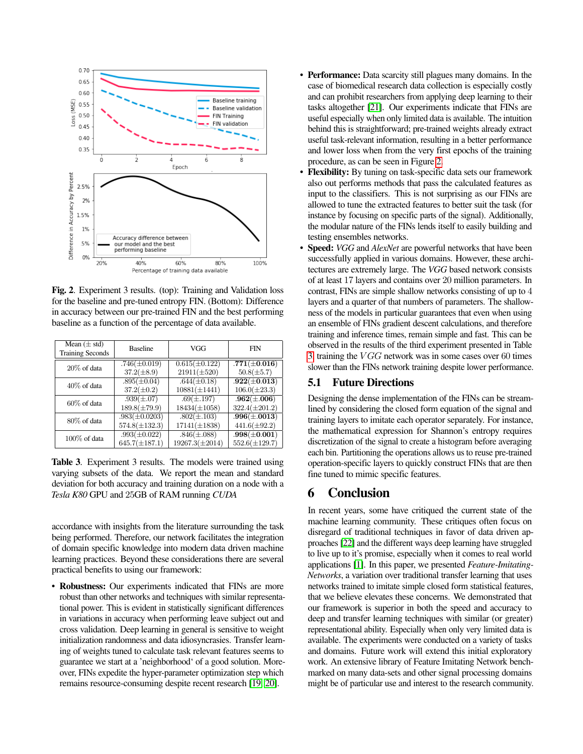0.70
0.65
0.60
0.55
0.50
0.45
0.40
0.35
Loss (MSE)
0 2 4 6 8
Epoch
Baseline training
Baseline validation
FIN Training
FIN validation

2.5%
2%
1.5%
1%
5%
0%
Difference in Accuracy by Percent
20% 40% 60% 80% 100%
Percentage of training data available
Accuracy difference between our model and the best performing baseline

**Fig. 2**. Experiment 3 results. (top): Training and Validation loss for the baseline and pre-tuned entropy FIN. (Bottom): Difference in accuracy between our pre-trained FIN and the best performing baseline as a function of the percentage of data available.

| Mean (± std) Training Seconds | Baseline | VGG | FIN |
|---|---|---|---|
| 20% of data | .746(±0.019) 37.2(±8.9) | 0.615(±0.122) 21911(±520) | **.771(±0.016)** 50.8(±5.7) |
| 40% of data | .895(±0.04) 37.2(±0.2) | .644(±0.18) 10881(±1441) | **.922(±0.013)** 106.0(±23.3) |
| 60% of data | .939(±.07) 189.8(±79.9) | .69(±.197) 18434(±1058) | **.962(±.006)** 322.4(±201.2) |
| 80% of data | .983(±0.0203) 574.8(±132.3) | .802(±.103) 17141(±1838) | **.996(±.0013)** 441.6(±92.2) |
| 100% of data | .993(±0.022) 645.7(±187.1) | .846(±.088) 19267.3(±2014) | **.998(±0.001)** 552.6(±129.7) |

**Table 3**. Experiment 3 results. The models were trained using varying subsets of the data. We report the mean and standard deviation for both accuracy and training duration on a node with a *Tesla K80* GPU and 25GB of RAM running *CUDA*

accordance with insights from the literature surrounding the task being performed. Therefore, our network facilitates the integration of domain specific knowledge into modern data driven machine learning practices. Beyond these considerations there are several practical benefits to using our framework:

- **Robustness:** Our experiments indicated that FINs are more robust than other networks and techniques with similar representational power. This is evident in statistically significant differences in variations in accuracy when performing leave subject out and cross validation. Deep learning in general is sensitive to weight initialization randomness and data idiosyncrasies. Transfer learning of weights tuned to calculate task relevant features seems to guarantee we start at a 'neighborhood' of a good solution. Moreover, FINs expedite the hyper-parameter optimization step which remains resource-consuming despite recent research [19, 20].
- **Performance:** Data scarcity still plagues many domains. In the case of biomedical research data collection is especially costly and can prohibit researchers from applying deep learning to their tasks altogether [21]. Our experiments indicate that FINs are useful especially when only limited data is available. The intuition behind this is straightforward; pre-trained weights already extract useful task-relevant information, resulting in a better performance and lower loss when from the very first epochs of the training procedure, as can be seen in Figure 2.
- **Flexibility:** By tuning on task-specific data sets our framework also out performs methods that pass the calculated features as input to the classifiers. This is not surprising as our FINs are allowed to tune the extracted features to better suit the task (for instance by focusing on specific parts of the signal). Additionally, the modular nature of the FINs lends itself to easily building and testing ensembles networks.
- **Speed:** *VGG* and *AlexNet* are powerful networks that have been successfully applied in various domains. However, these architectures are extremely large. The *VGG* based network consists of at least 17 layers and contains over 20 million parameters. In contrast, FINs are simple shallow networks consisting of up to 4 layers and a quarter of that numbers of parameters. The shallowness of the models in particular guarantees that even when using an ensemble of FINs gradient descent calculations, and therefore training and inference times, remain simple and fast. This can be observed in the results of the third experiment presented in Table 3 training the $VGG$ network was in some cases over 60 times slower than the FINs network training despite lower performance.

### 5.1 Future Directions

Designing the dense implementation of the FINs can be streamlined by considering the closed form equation of the signal and training layers to imitate each operator separately. For instance, the mathematical expression for Shannon's entropy requires discretization of the signal to create a histogram before averaging each bin. Partitioning the operations allows us to reuse pre-trained operation-specific layers to quickly construct FINs that are then fine tuned to mimic specific features.

## 6 Conclusion

In recent years, some have critiqued the current state of the machine learning community. These critiques often focus on disregard of traditional techniques in favor of data driven approaches [22] and the different ways deep learning have struggled to live up to it's promise, especially when it comes to real world applications [1]. In this paper, we presented *Feature-Imitating-Networks*, a variation over traditional transfer learning that uses networks trained to imitate simple closed form statistical features, that we believe elevates these concerns. We demonstrated that our framework is superior in both the speed and accuracy to deep and transfer learning techniques with similar (or greater) representational ability. Especially when only very limited data is available. The experiments were conducted on a variety of tasks and domains. Future work will extend this initial exploratory work. An extensive library of Feature Imitating Network benchmarked on many data-sets and other signal processing domains might be of particular use and interest to the research community.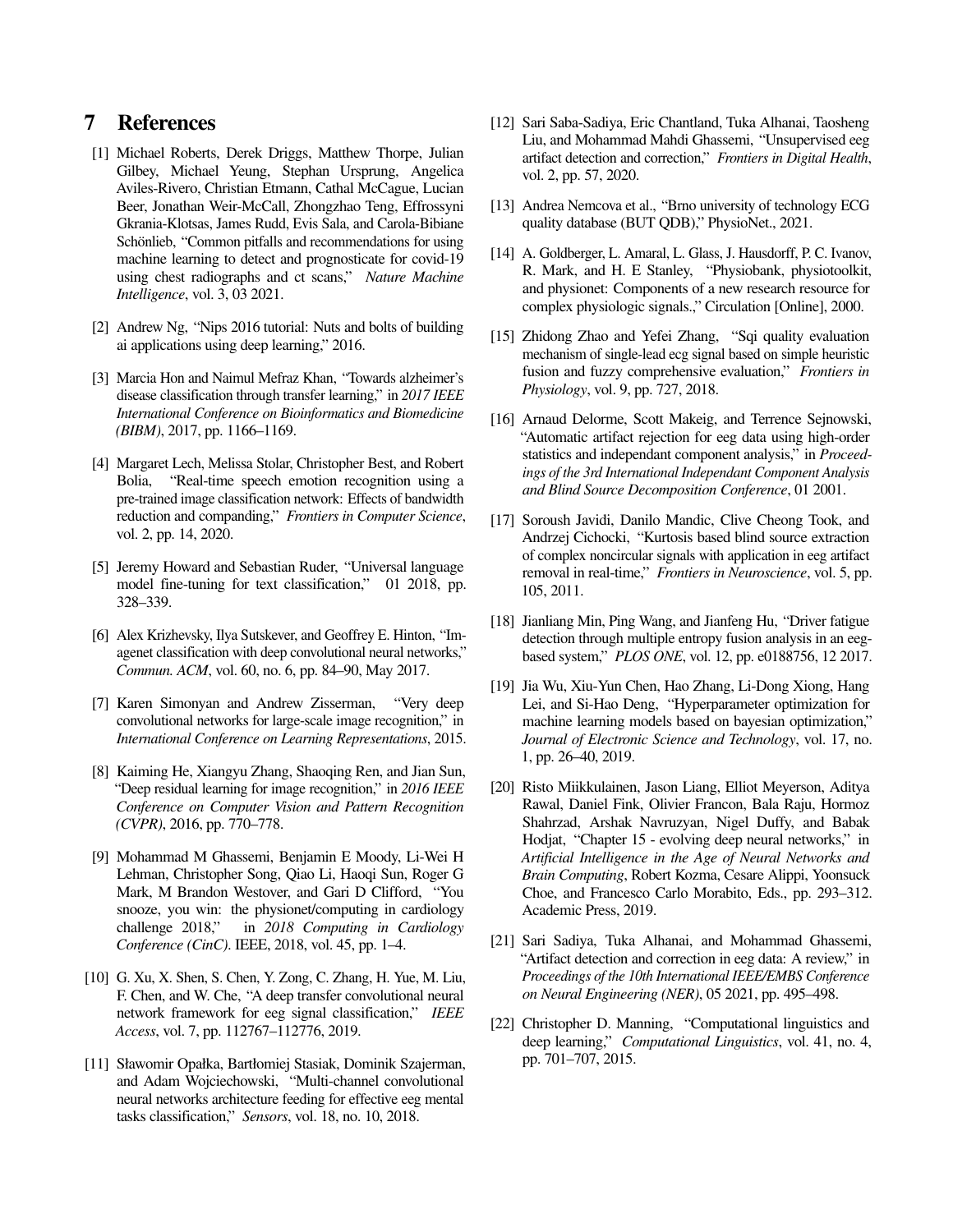# 7 References

[1] Michael Roberts, Derek Driggs, Matthew Thorpe, Julian Gilbey, Michael Yeung, Stephan Ursprung, Angelica Aviles-Rivero, Christian Etmann, Cathal McCague, Lucian Beer, Jonathan Weir-McCall, Zhongzhao Teng, Effrossyni Gkrania-Klotsas, James Rudd, Evis Sala, and Carola-Bibiane Schönlieb, "Common pitfalls and recommendations for using machine learning to detect and prognosticate for covid-19 using chest radiographs and ct scans," *Nature Machine Intelligence*, vol. 3, 03 2021.

[2] Andrew Ng, "Nips 2016 tutorial: Nuts and bolts of building ai applications using deep learning," 2016.

[3] Marcia Hon and Naimul Mefraz Khan, "Towards alzheimer's disease classification through transfer learning," in *2017 IEEE International Conference on Bioinformatics and Biomedicine (BIBM)*, 2017, pp. 1166–1169.

[4] Margaret Lech, Melissa Stolar, Christopher Best, and Robert Bolia, "Real-time speech emotion recognition using a pre-trained image classification network: Effects of bandwidth reduction and companding," *Frontiers in Computer Science*, vol. 2, pp. 14, 2020.

[5] Jeremy Howard and Sebastian Ruder, "Universal language model fine-tuning for text classification," 01 2018, pp. 328–339.

[6] Alex Krizhevsky, Ilya Sutskever, and Geoffrey E. Hinton, "Imagenet classification with deep convolutional neural networks," *Commun. ACM*, vol. 60, no. 6, pp. 84–90, May 2017.

[7] Karen Simonyan and Andrew Zisserman, "Very deep convolutional networks for large-scale image recognition," in *International Conference on Learning Representations*, 2015.

[8] Kaiming He, Xiangyu Zhang, Shaoqing Ren, and Jian Sun, "Deep residual learning for image recognition," in *2016 IEEE Conference on Computer Vision and Pattern Recognition (CVPR)*, 2016, pp. 770–778.

[9] Mohammad M Ghassemi, Benjamin E Moody, Li-Wei H Lehman, Christopher Song, Qiao Li, Haoqi Sun, Roger G Mark, M Brandon Westover, and Gari D Clifford, "You snooze, you win: the physionet/computing in cardiology challenge 2018," in *2018 Computing in Cardiology Conference (CinC)*. IEEE, 2018, vol. 45, pp. 1–4.

[10] G. Xu, X. Shen, S. Chen, Y. Zong, C. Zhang, H. Yue, M. Liu, F. Chen, and W. Che, "A deep transfer convolutional neural network framework for eeg signal classification," *IEEE Access*, vol. 7, pp. 112767–112776, 2019.

[11] Sławomir Opałka, Bartłomiej Stasiak, Dominik Szajerman, and Adam Wojciechowski, "Multi-channel convolutional neural networks architecture feeding for effective eeg mental tasks classification," *Sensors*, vol. 18, no. 10, 2018.

[12] Sari Saba-Sadiya, Eric Chantland, Tuka Alhanai, Taosheng Liu, and Mohammad Mahdi Ghassemi, "Unsupervised eeg artifact detection and correction," *Frontiers in Digital Health*, vol. 2, pp. 57, 2020.

[13] Andrea Nemcova et al., "Brno university of technology ECG quality database (BUT QDB)," PhysioNet., 2021.

[14] A. Goldberger, L. Amaral, L. Glass, J. Hausdorff, P. C. Ivanov, R. Mark, and H. E Stanley, "Physiobank, physiotoolkit, and physionet: Components of a new research resource for complex physiologic signals.," Circulation [Online], 2000.

[15] Zhidong Zhao and Yefei Zhang, "Sqi quality evaluation mechanism of single-lead ecg signal based on simple heuristic fusion and fuzzy comprehensive evaluation," *Frontiers in Physiology*, vol. 9, pp. 727, 2018.

[16] Arnaud Delorme, Scott Makeig, and Terrence Sejnowski, "Automatic artifact rejection for eeg data using high-order statistics and independant component analysis," in *Proceedings of the 3rd International Independant Component Analysis and Blind Source Decomposition Conference*, 01 2001.

[17] Soroush Javidi, Danilo Mandic, Clive Cheong Took, and Andrzej Cichocki, "Kurtosis based blind source extraction of complex noncircular signals with application in eeg artifact removal in real-time," *Frontiers in Neuroscience*, vol. 5, pp. 105, 2011.

[18] Jianliang Min, Ping Wang, and Jianfeng Hu, "Driver fatigue detection through multiple entropy fusion analysis in an eeg-based system," *PLOS ONE*, vol. 12, pp. e0188756, 12 2017.

[19] Jia Wu, Xiu-Yun Chen, Hao Zhang, Li-Dong Xiong, Hang Lei, and Si-Hao Deng, "Hyperparameter optimization for machine learning models based on bayesian optimization," *Journal of Electronic Science and Technology*, vol. 17, no. 1, pp. 26–40, 2019.

[20] Risto Miikkulainen, Jason Liang, Elliot Meyerson, Aditya Rawal, Daniel Fink, Olivier Francon, Bala Raju, Hormoz Shahrzad, Arshak Navruzyan, Nigel Duffy, and Babak Hodjat, "Chapter 15 - evolving deep neural networks," in *Artificial Intelligence in the Age of Neural Networks and Brain Computing*, Robert Kozma, Cesare Alippi, Yoonsuck Choe, and Francesco Carlo Morabito, Eds., pp. 293–312. Academic Press, 2019.

[21] Sari Sadiya, Tuka Alhanai, and Mohammad Ghassemi, "Artifact detection and correction in eeg data: A review," in *Proceedings of the 10th International IEEE/EMBS Conference on Neural Engineering (NER)*, 05 2021, pp. 495–498.

[22] Christopher D. Manning, "Computational linguistics and deep learning," *Computational Linguistics*, vol. 41, no. 4, pp. 701–707, 2015.